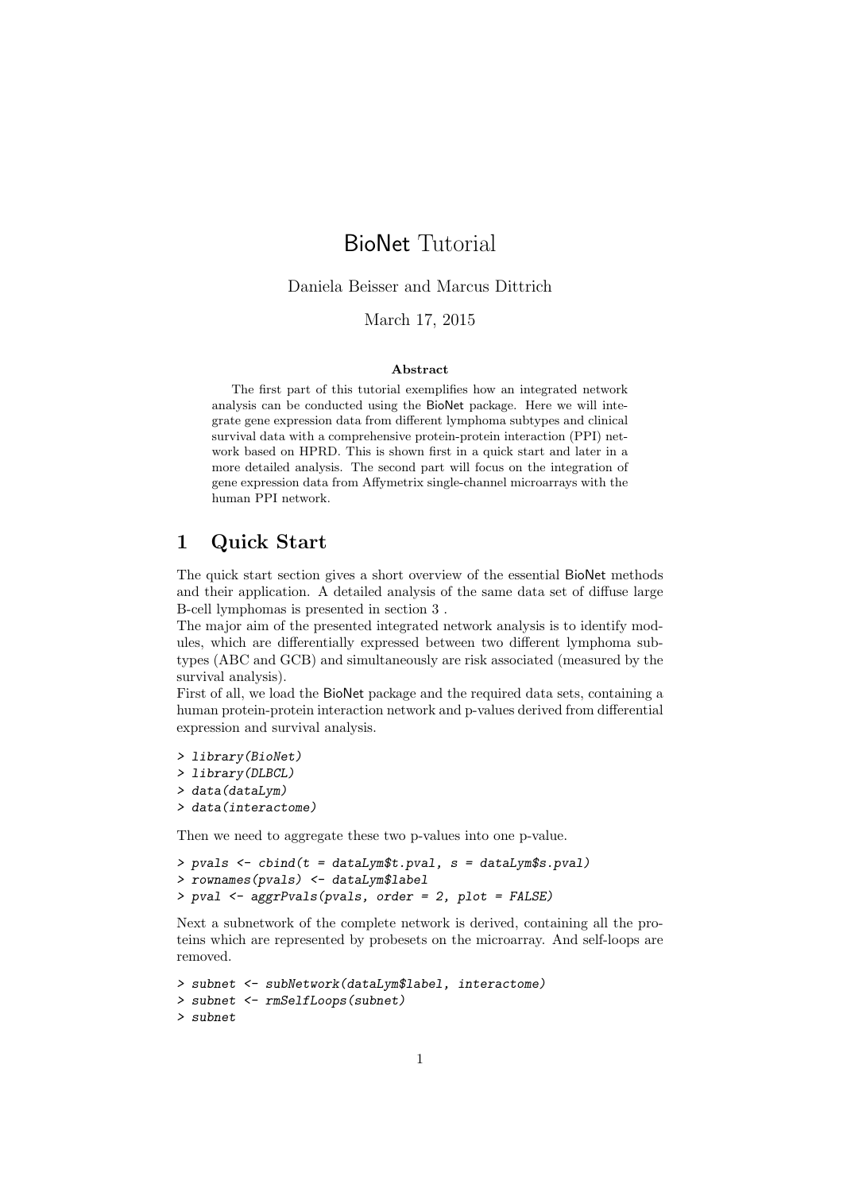# BioNet Tutorial

Daniela Beisser and Marcus Dittrich

March 17, 2015

**Abstract**

The first part of this tutorial exemplifies how an integrated network analysis can be conducted using the BioNet package. Here we will integrate gene expression data from different lymphoma subtypes and clinical survival data with a comprehensive protein-protein interaction (PPI) network based on HPRD. This is shown first in a quick start and later in a more detailed analysis. The second part will focus on the integration of gene expression data from Affymetrix single-channel microarrays with the human PPI network.

## 1 Quick Start

The quick start section gives a short overview of the essential BioNet methods and their application. A detailed analysis of the same data set of diffuse large B-cell lymphomas is presented in section 3 .

The major aim of the presented integrated network analysis is to identify modules, which are differentially expressed between two different lymphoma subtypes (ABC and GCB) and simultaneously are risk associated (measured by the survival analysis).

First of all, we load the BioNet package and the required data sets, containing a human protein-protein interaction network and p-values derived from differential expression and survival analysis.

```
> library(BioNet)
> library(DLBCL)
> data(dataLym)
> data(interactome)
```

Then we need to aggregate these two p-values into one p-value.

```
> pvals <- cbind(t = dataLym$t.pval, s = dataLym$s.pval)
> rownames(pvals) <- dataLym$label
> pval <- aggrPvals(pvals, order = 2, plot = FALSE)
```

Next a subnetwork of the complete network is derived, containing all the proteins which are represented by probesets on the microarray. And self-loops are removed.

```
> subnet <- subNetwork(dataLym$label, interactome)
> subnet <- rmSelfLoops(subnet)
> subnet
```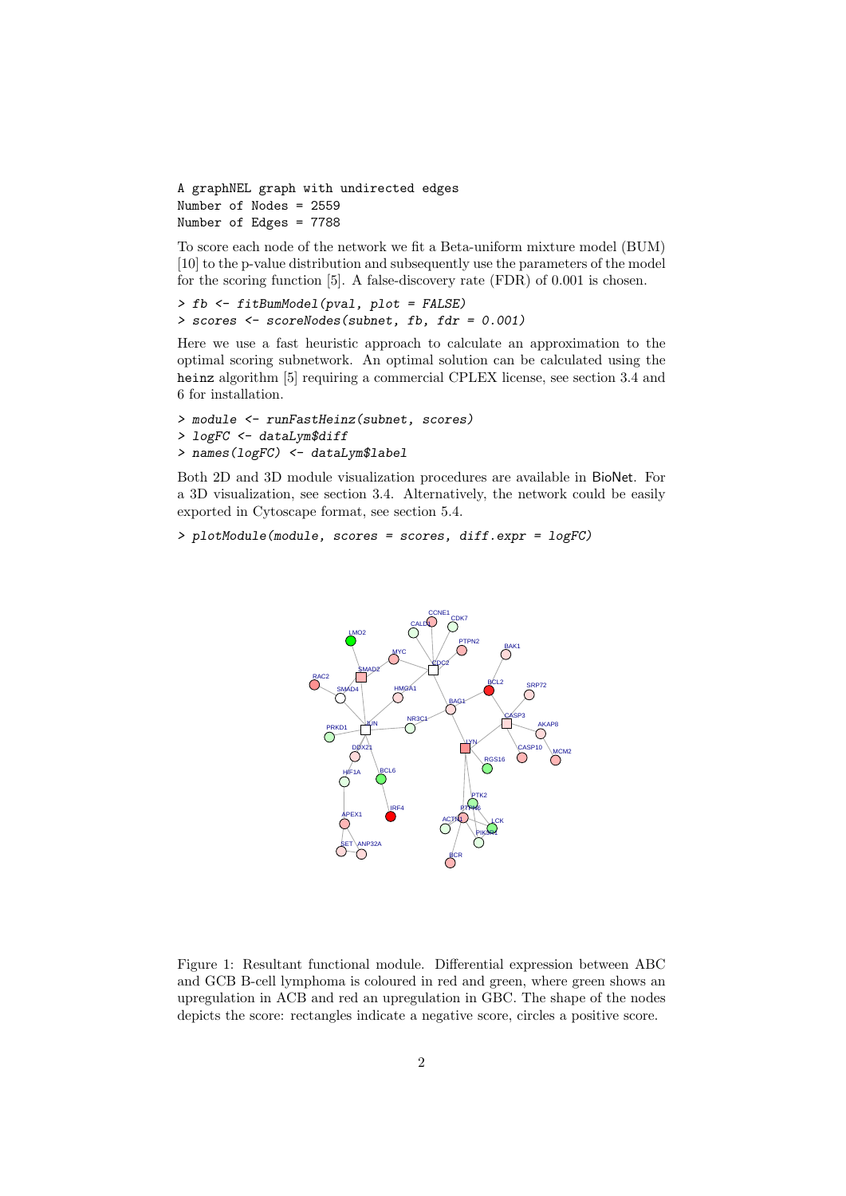```
A graphNEL graph with undirected edges
Number of Nodes = 2559
Number of Edges = 7788
```

To score each node of the network we fit a Beta-uniform mixture model (BUM) [10] to the p-value distribution and subsequently use the parameters of the model for the scoring function [5]. A false-discovery rate (FDR) of 0.001 is chosen.

```
> fb <- fitBumModel(pval, plot = FALSE)
> scores <- scoreNodes(subnet, fb, fdr = 0.001)
```

Here we use a fast heuristic approach to calculate an approximation to the optimal scoring subnetwork. An optimal solution can be calculated using the heinz algorithm [5] requiring a commercial CPLEX license, see section 3.4 and 6 for installation.

```
> module <- runFastHeinz(subnet, scores)
> logFC <- dataLym$diff
> names(logFC) <- dataLym$label
```

Both 2D and 3D module visualization procedures are available in BioNet. For a 3D visualization, see section 3.4. Alternatively, the network could be easily exported in Cytoscape format, see section 5.4.

```
> plotModule(module, scores = scores, diff.expr = logFC)
```

Figure 1: Resultant functional module. Differential expression between ABC and GCB B-cell lymphoma is coloured in red and green, where green shows an upregulation in ACB and red an upregulation in GBC. The shape of the nodes depicts the score: rectangles indicate a negative score, circles a positive score.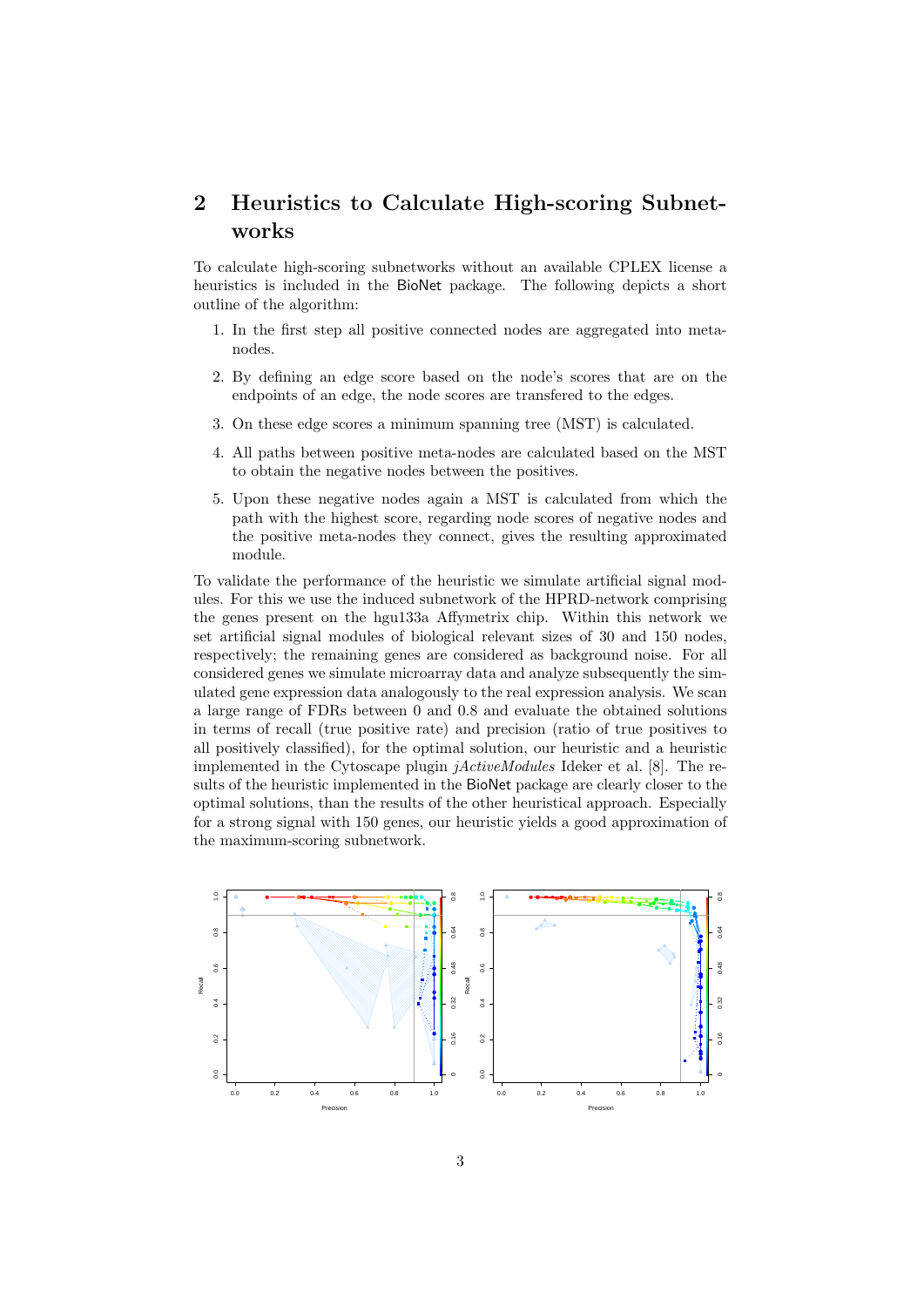## 2 Heuristics to Calculate High-scoring Subnetworks

To calculate high-scoring subnetworks without an available CPLEX license a heuristics is included in the BioNet package. The following depicts a short outline of the algorithm:

1. In the first step all positive connected nodes are aggregated into meta-nodes.
2. By defining an edge score based on the node's scores that are on the endpoints of an edge, the node scores are transfered to the edges.
3. On these edge scores a minimum spanning tree (MST) is calculated.
4. All paths between positive meta-nodes are calculated based on the MST to obtain the negative nodes between the positives.
5. Upon these negative nodes again a MST is calculated from which the path with the highest score, regarding node scores of negative nodes and the positive meta-nodes they connect, gives the resulting approximated module.

To validate the performance of the heuristic we simulate artificial signal modules. For this we use the induced subnetwork of the HPRD-network comprising the genes present on the hgu133a Affymetrix chip. Within this network we set artificial signal modules of biological relevant sizes of 30 and 150 nodes, respectively; the remaining genes are considered as background noise. For all considered genes we simulate microarray data and analyze subsequently the simulated gene expression data analogously to the real expression analysis. We scan a large range of FDRs between 0 and 0.8 and evaluate the obtained solutions in terms of recall (true positive rate) and precision (ratio of true positives to all positively classified), for the optimal solution, our heuristic and a heuristic implemented in the Cytoscape plugin *jActiveModules* Ideker et al. [8]. The results of the heuristic implemented in the BioNet package are clearly closer to the optimal solutions, than the results of the other heuristical approach. Especially for a strong signal with 150 genes, our heuristic yields a good approximation of the maximum-scoring subnetwork.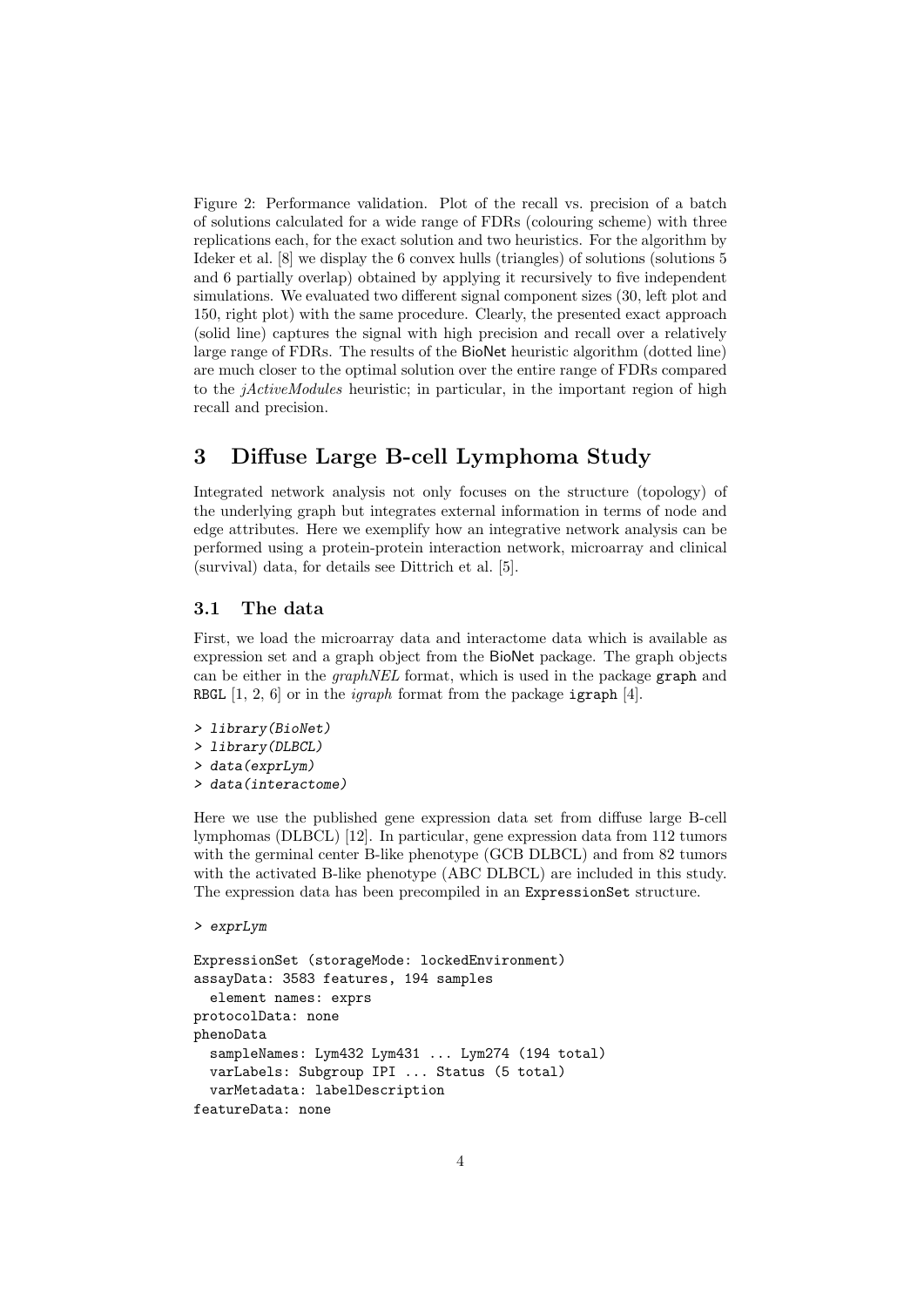Figure 2: Performance validation. Plot of the recall vs. precision of a batch of solutions calculated for a wide range of FDRs (colouring scheme) with three replications each, for the exact solution and two heuristics. For the algorithm by Ideker et al. [8] we display the 6 convex hulls (triangles) of solutions (solutions 5 and 6 partially overlap) obtained by applying it recursively to five independent simulations. We evaluated two different signal component sizes (30, left plot and 150, right plot) with the same procedure. Clearly, the presented exact approach (solid line) captures the signal with high precision and recall over a relatively large range of FDRs. The results of the BioNet heuristic algorithm (dotted line) are much closer to the optimal solution over the entire range of FDRs compared to the *jActiveModules* heuristic; in particular, in the important region of high recall and precision.

# 3 Diffuse Large B-cell Lymphoma Study

Integrated network analysis not only focuses on the structure (topology) of the underlying graph but integrates external information in terms of node and edge attributes. Here we exemplify how an integrative network analysis can be performed using a protein-protein interaction network, microarray and clinical (survival) data, for details see Dittrich et al. [5].

## 3.1 The data

First, we load the microarray data and interactome data which is available as expression set and a graph object from the BioNet package. The graph objects can be either in the *graphNEL* format, which is used in the package graph and RBGL [1, 2, 6] or in the *igraph* format from the package igraph [4].

```
> library(BioNet)
> library(DLBCL)
> data(exprLym)
> data(interactome)
```

Here we use the published gene expression data set from diffuse large B-cell lymphomas (DLBCL) [12]. In particular, gene expression data from 112 tumors with the germinal center B-like phenotype (GCB DLBCL) and from 82 tumors with the activated B-like phenotype (ABC DLBCL) are included in this study. The expression data has been precompiled in an ExpressionSet structure.

```
> exprLym

ExpressionSet (storageMode: lockedEnvironment)
assayData: 3583 features, 194 samples
  element names: exprs
protocolData: none
phenoData
  sampleNames: Lym432 Lym431 ... Lym274 (194 total)
  varLabels: Subgroup IPI ... Status (5 total)
  varMetadata: labelDescription
featureData: none
```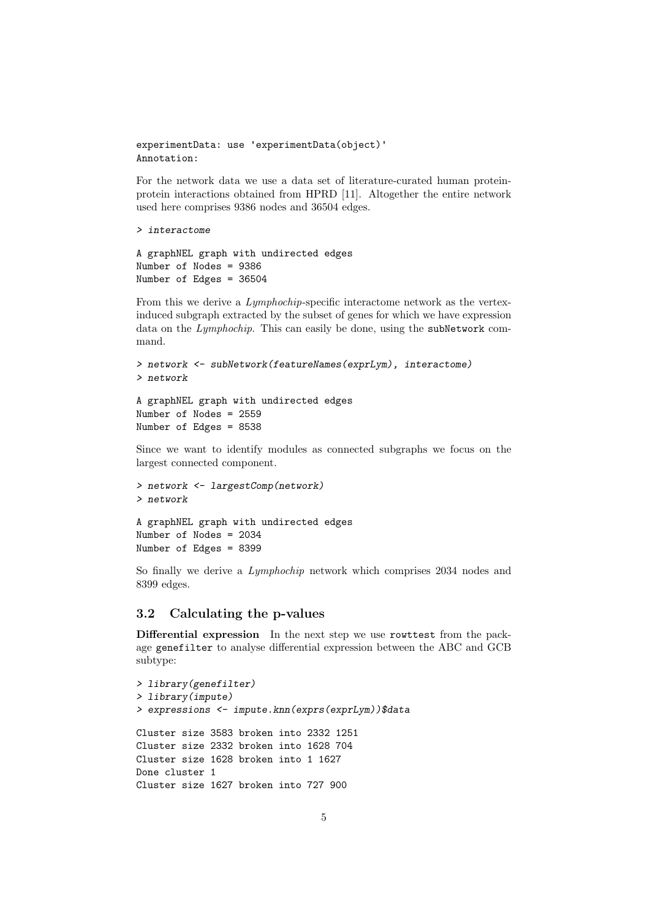```
experimentData: use 'experimentData(object)'
Annotation:
```

For the network data we use a data set of literature-curated human protein-protein interactions obtained from HPRD [11]. Altogether the entire network used here comprises 9386 nodes and 36504 edges.

```
> interactome

A graphNEL graph with undirected edges
Number of Nodes = 9386
Number of Edges = 36504
```

From this we derive a *Lymphochip*-specific interactome network as the vertex-induced subgraph extracted by the subset of genes for which we have expression data on the *Lymphochip*. This can easily be done, using the `subNetwork` command.

```
> network <- subNetwork(featureNames(exprLym), interactome)
> network

A graphNEL graph with undirected edges
Number of Nodes = 2559
Number of Edges = 8538
```

Since we want to identify modules as connected subgraphs we focus on the largest connected component.

```
> network <- largestComp(network)
> network

A graphNEL graph with undirected edges
Number of Nodes = 2034
Number of Edges = 8399
```

So finally we derive a *Lymphochip* network which comprises 2034 nodes and 8399 edges.

## 3.2 Calculating the p-values

**Differential expression** In the next step we use `rowttest` from the package `genefilter` to analyse differential expression between the ABC and GCB subtype:

```
> library(genefilter)
> library(impute)
> expressions <- impute.knn(exprs(exprLym))$data

Cluster size 3583 broken into 2332 1251
Cluster size 2332 broken into 1628 704
Cluster size 1628 broken into 1 1627
Done cluster 1
Cluster size 1627 broken into 727 900
```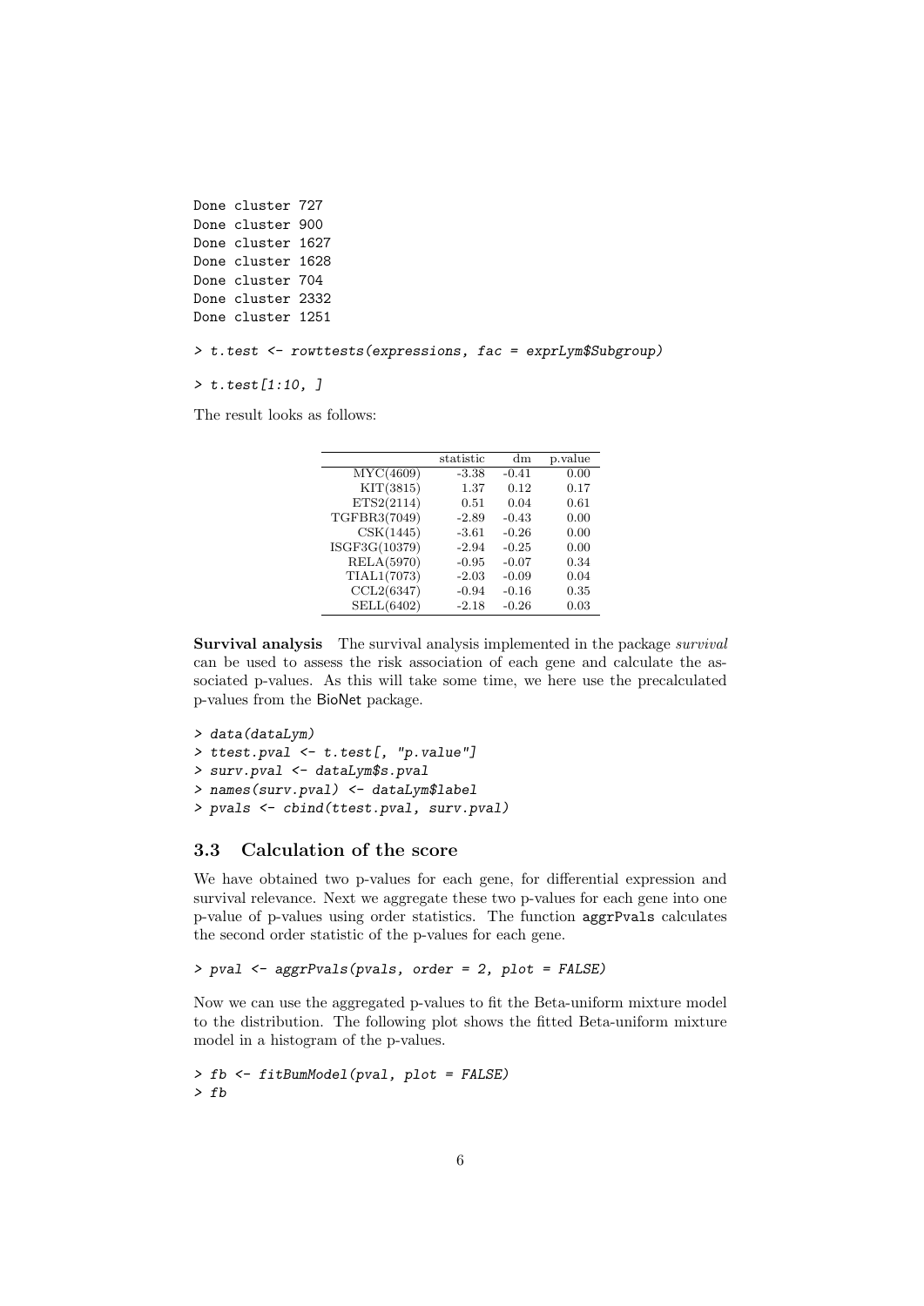```
Done cluster 727
Done cluster 900
Done cluster 1627
Done cluster 1628
Done cluster 704
Done cluster 2332
Done cluster 1251
```

```
> t.test <- rowttests(expressions, fac = exprLym$Subgroup)
```

```
> t.test[1:10, ]
```

The result looks as follows:

| | statistic | dm | p.value |
|---|---|---|---|
| MYC(4609) | -3.38 | -0.41 | 0.00 |
| KIT(3815) | 1.37 | 0.12 | 0.17 |
| ETS2(2114) | 0.51 | 0.04 | 0.61 |
| TGFBR3(7049) | -2.89 | -0.43 | 0.00 |
| CSK(1445) | -3.61 | -0.26 | 0.00 |
| ISGF3G(10379) | -2.94 | -0.25 | 0.00 |
| RELA(5970) | -0.95 | -0.07 | 0.34 |
| TIAL1(7073) | -2.03 | -0.09 | 0.04 |
| CCL2(6347) | -0.94 | -0.16 | 0.35 |
| SELL(6402) | -2.18 | -0.26 | 0.03 |

**Survival analysis** The survival analysis implemented in the package *survival* can be used to assess the risk association of each gene and calculate the associated p-values. As this will take some time, we here use the precalculated p-values from the BioNet package.

```
> data(dataLym)
> ttest.pval <- t.test[, "p.value"]
> surv.pval <- dataLym$s.pval
> names(surv.pval) <- dataLym$label
> pvals <- cbind(ttest.pval, surv.pval)
```

### 3.3 Calculation of the score

We have obtained two p-values for each gene, for differential expression and survival relevance. Next we aggregate these two p-values for each gene into one p-value of p-values using order statistics. The function `aggrPvals` calculates the second order statistic of the p-values for each gene.

```
> pval <- aggrPvals(pvals, order = 2, plot = FALSE)
```

Now we can use the aggregated p-values to fit the Beta-uniform mixture model to the distribution. The following plot shows the fitted Beta-uniform mixture model in a histogram of the p-values.

```
> fb <- fitBumModel(pval, plot = FALSE)
> fb
```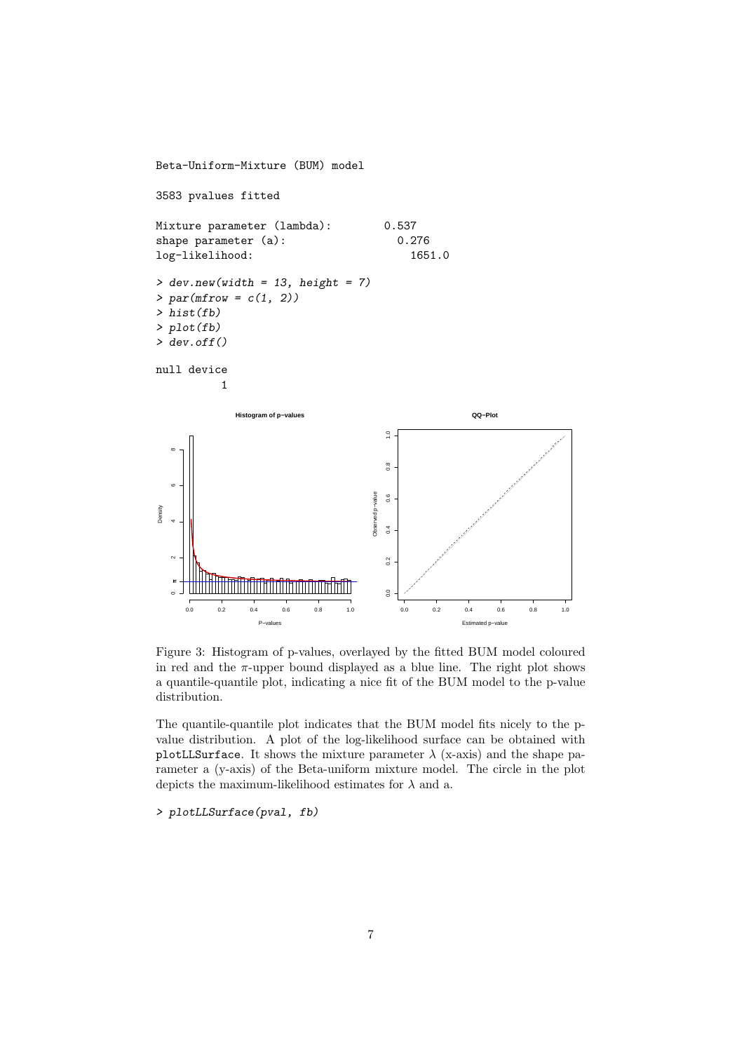```
Beta-Uniform-Mixture (BUM) model

3583 pvalues fitted

Mixture parameter (lambda):        0.537
shape parameter (a):                 0.276
log-likelihood:                        1651.0

> dev.new(width = 13, height = 7)
> par(mfrow = c(1, 2))
> hist(fb)
> plot(fb)
> dev.off()

null device
          1
```

Figure 3: Histogram of p-values, overlayed by the fitted BUM model coloured in red and the $\pi$-upper bound displayed as a blue line. The right plot shows a quantile-quantile plot, indicating a nice fit of the BUM model to the p-value distribution.

The quantile-quantile plot indicates that the BUM model fits nicely to the p-value distribution. A plot of the log-likelihood surface can be obtained with plotLLSurface. It shows the mixture parameter $\lambda$ (x-axis) and the shape parameter a (y-axis) of the Beta-uniform mixture model. The circle in the plot depicts the maximum-likelihood estimates for $\lambda$ and a.

```
> plotLLSurface(pval, fb)
```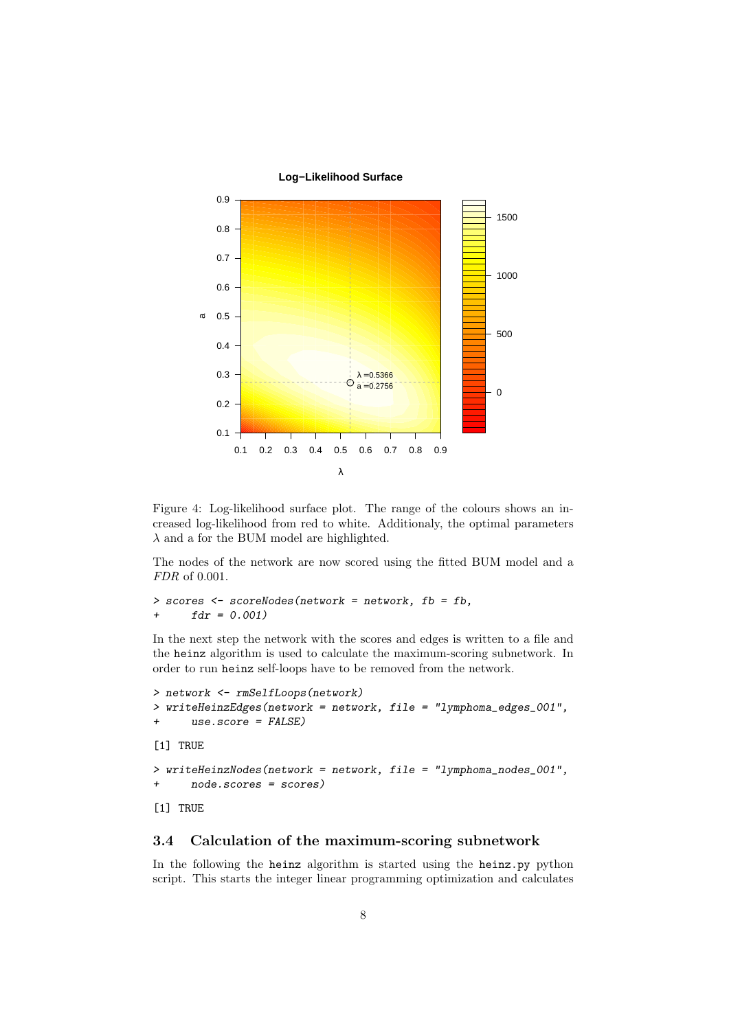Figure 4: Log-likelihood surface plot. The range of the colours shows an increased log-likelihood from red to white. Additionaly, the optimal parameters $\lambda$ and a for the BUM model are highlighted.

The nodes of the network are now scored using the fitted BUM model and a *FDR* of 0.001.

```
> scores <- scoreNodes(network = network, fb = fb,
+     fdr = 0.001)
```

In the next step the network with the scores and edges is written to a file and the heinz algorithm is used to calculate the maximum-scoring subnetwork. In order to run heinz self-loops have to be removed from the network.

```
> network <- rmSelfLoops(network)
> writeHeinzEdges(network = network, file = "lymphoma_edges_001",
+     use.score = FALSE)

[1] TRUE

> writeHeinzNodes(network = network, file = "lymphoma_nodes_001",
+     node.scores = scores)

[1] TRUE
```

## 3.4 Calculation of the maximum-scoring subnetwork

In the following the heinz algorithm is started using the heinz.py python script. This starts the integer linear programming optimization and calculates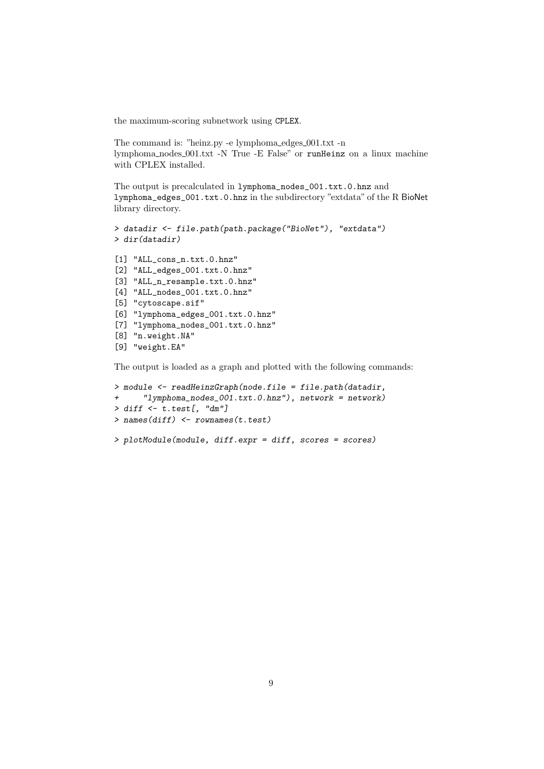the maximum-scoring subnetwork using `CPLEX`.

The command is: "heinz.py -e lymphoma_edges_001.txt -n lymphoma_nodes_001.txt -N True -E False" or `runHeinz` on a linux machine with CPLEX installed.

The output is precalculated in `lymphoma_nodes_001.txt.0.hnz` and `lymphoma_edges_001.txt.0.hnz` in the subdirectory "extdata" of the R BioNet library directory.

```
> datadir <- file.path(path.package("BioNet"), "extdata")
> dir(datadir)
```

```
[1] "ALL_cons_n.txt.0.hnz"
[2] "ALL_edges_001.txt.0.hnz"
[3] "ALL_n_resample.txt.0.hnz"
[4] "ALL_nodes_001.txt.0.hnz"
[5] "cytoscape.sif"
[6] "lymphoma_edges_001.txt.0.hnz"
[7] "lymphoma_nodes_001.txt.0.hnz"
[8] "n.weight.NA"
[9] "weight.EA"
```

The output is loaded as a graph and plotted with the following commands:

```
> module <- readHeinzGraph(node.file = file.path(datadir,
+     "lymphoma_nodes_001.txt.0.hnz"), network = network)
> diff <- t.test[, "dm"]
> names(diff) <- rownames(t.test)
```

```
> plotModule(module, diff.expr = diff, scores = scores)
```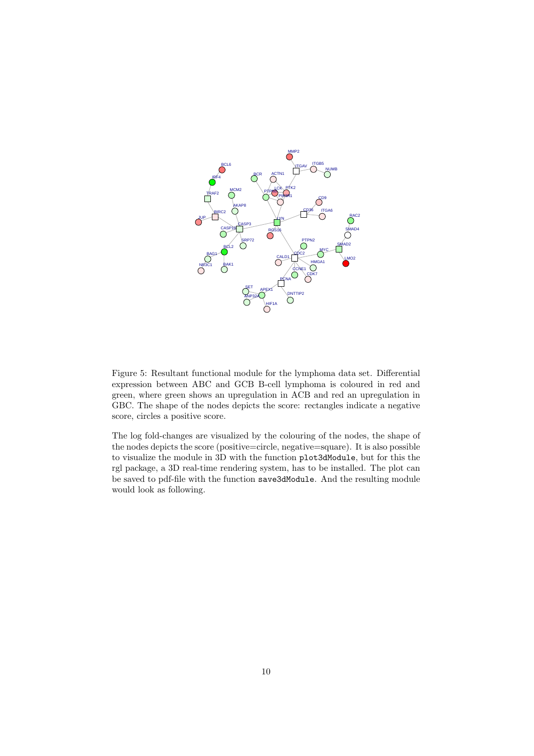Figure 5: Resultant functional module for the lymphoma data set. Differential expression between ABC and GCB B-cell lymphoma is coloured in red and green, where green shows an upregulation in ACB and red an upregulation in GBC. The shape of the nodes depicts the score: rectangles indicate a negative score, circles a positive score.

The log fold-changes are visualized by the colouring of the nodes, the shape of the nodes depicts the score (positive=circle, negative=square). It is also possible to visualize the module in 3D with the function `plot3dModule`, but for this the rgl package, a 3D real-time rendering system, has to be installed. The plot can be saved to pdf-file with the function `save3dModule`. And the resulting module would look as following.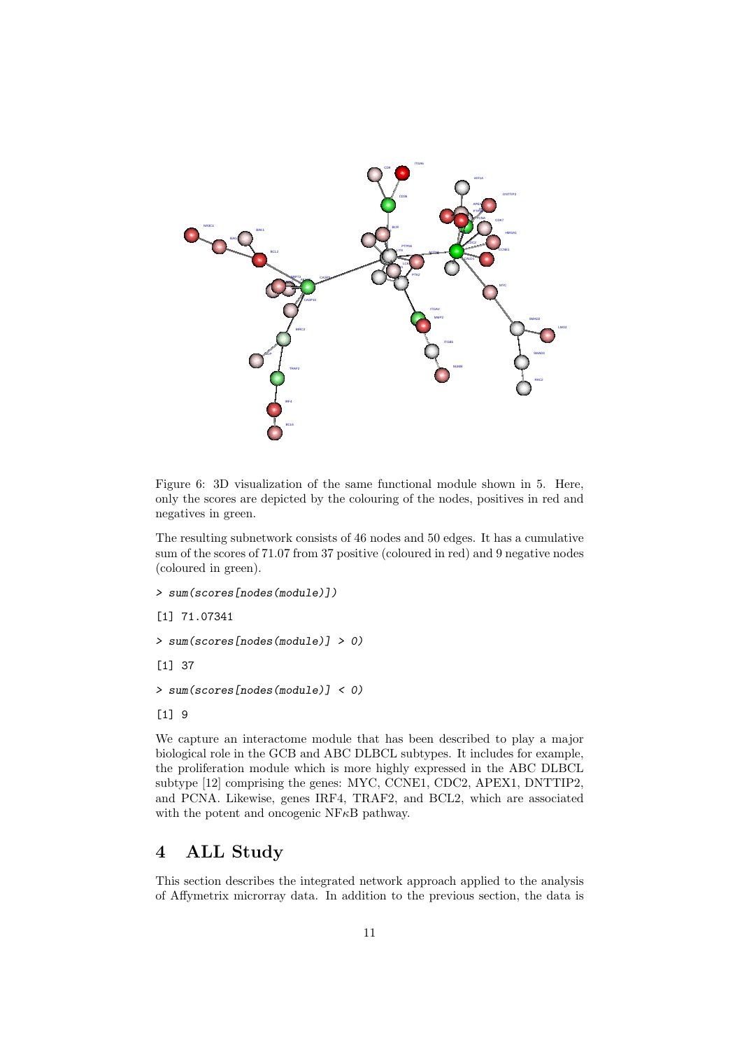Figure 6: 3D visualization of the same functional module shown in 5. Here, only the scores are depicted by the colouring of the nodes, positives in red and negatives in green.

The resulting subnetwork consists of 46 nodes and 50 edges. It has a cumulative sum of the scores of 71.07 from 37 positive (coloured in red) and 9 negative nodes (coloured in green).

```
> sum(scores[nodes(module)])
[1] 71.07341
> sum(scores[nodes(module)] > 0)
[1] 37
> sum(scores[nodes(module)] < 0)
[1] 9
```

We capture an interactome module that has been described to play a major biological role in the GCB and ABC DLBCL subtypes. It includes for example, the proliferation module which is more highly expressed in the ABC DLBCL subtype [12] comprising the genes: MYC, CCNE1, CDC2, APEX1, DNTTIP2, and PCNA. Likewise, genes IRF4, TRAF2, and BCL2, which are associated with the potent and oncogenic NF$\kappa$B pathway.

# 4 ALL Study

This section describes the integrated network approach applied to the analysis of Affymetrix microrray data. In addition to the previous section, the data is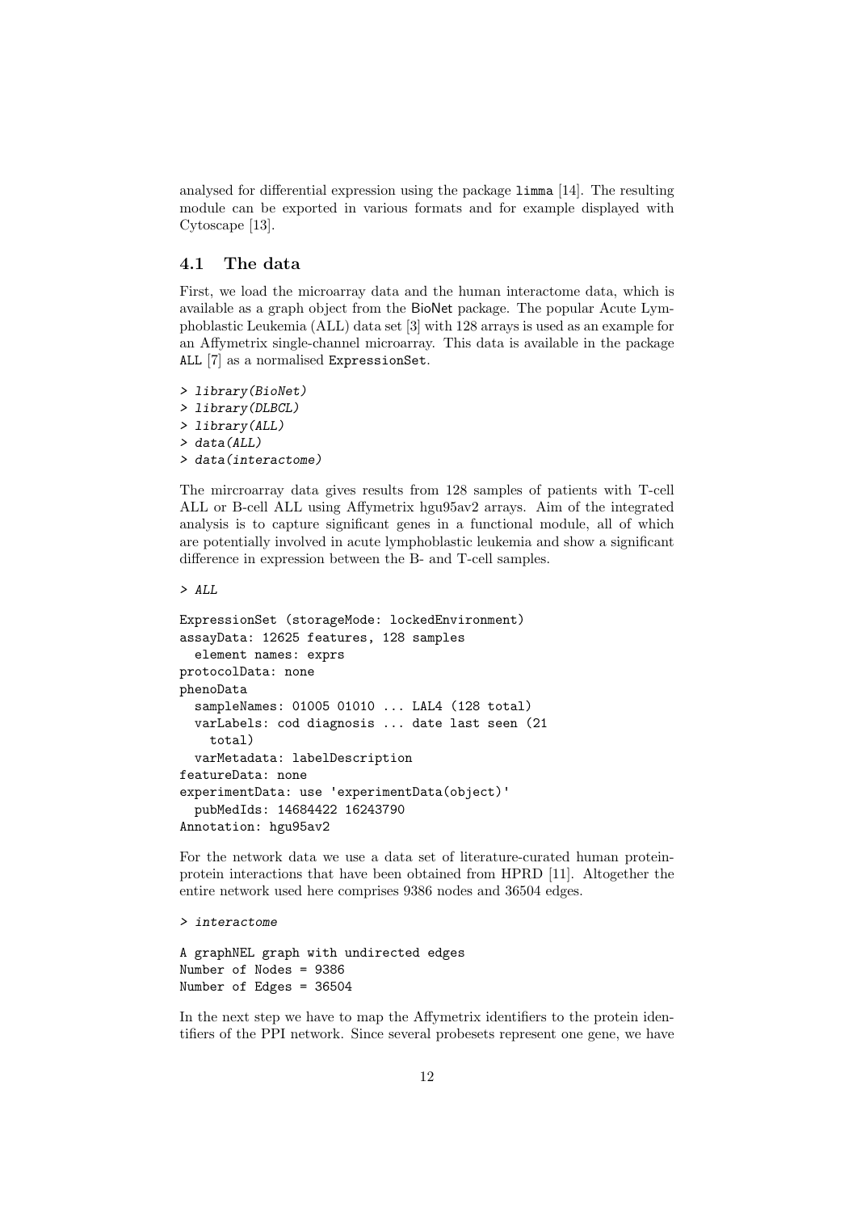analysed for differential expression using the package limma [14]. The resulting module can be exported in various formats and for example displayed with Cytoscape [13].

## 4.1 The data

First, we load the microarray data and the human interactome data, which is available as a graph object from the BioNet package. The popular Acute Lymphoblastic Leukemia (ALL) data set [3] with 128 arrays is used as an example for an Affymetrix single-channel microarray. This data is available in the package ALL [7] as a normalised ExpressionSet.

```
> library(BioNet)
> library(DLBCL)
> library(ALL)
> data(ALL)
> data(interactome)
```

The mircroarray data gives results from 128 samples of patients with T-cell ALL or B-cell ALL using Affymetrix hgu95av2 arrays. Aim of the integrated analysis is to capture significant genes in a functional module, all of which are potentially involved in acute lymphoblastic leukemia and show a significant difference in expression between the B- and T-cell samples.

```
> ALL
```

```
ExpressionSet (storageMode: lockedEnvironment)
assayData: 12625 features, 128 samples
  element names: exprs
protocolData: none
phenoData
  sampleNames: 01005 01010 ... LAL4 (128 total)
  varLabels: cod diagnosis ... date last seen (21
    total)
  varMetadata: labelDescription
featureData: none
experimentData: use 'experimentData(object)'
  pubMedIds: 14684422 16243790
Annotation: hgu95av2
```

For the network data we use a data set of literature-curated human protein-protein interactions that have been obtained from HPRD [11]. Altogether the entire network used here comprises 9386 nodes and 36504 edges.

```
> interactome
```

```
A graphNEL graph with undirected edges
Number of Nodes = 9386
Number of Edges = 36504
```

In the next step we have to map the Affymetrix identifiers to the protein identifiers of the PPI network. Since several probesets represent one gene, we have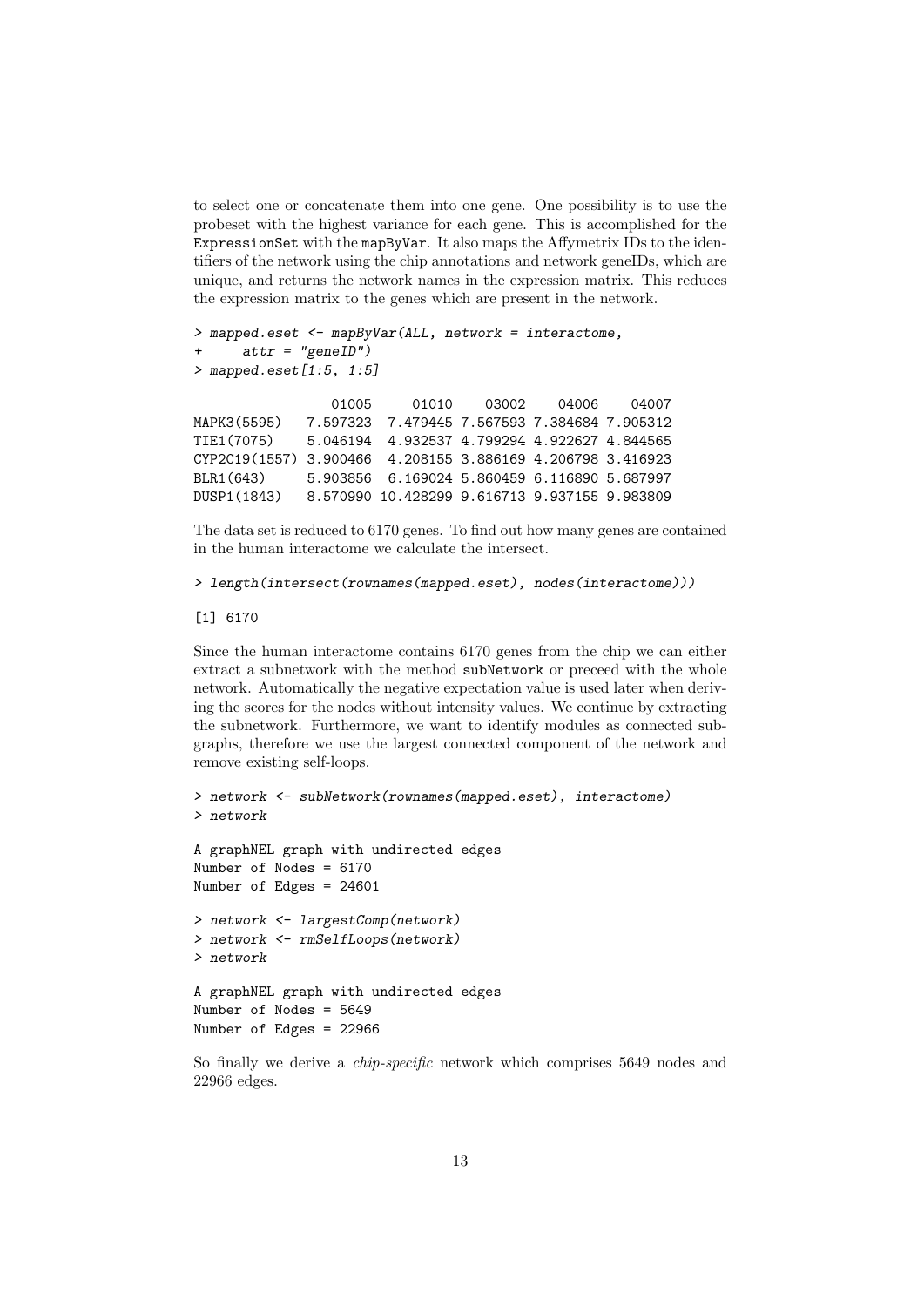to select one or concatenate them into one gene. One possibility is to use the probeset with the highest variance for each gene. This is accomplished for the `ExpressionSet` with the `mapByVar`. It also maps the Affymetrix IDs to the identifiers of the network using the chip annotations and network geneIDs, which are unique, and returns the network names in the expression matrix. This reduces the expression matrix to the genes which are present in the network.

```
> mapped.eset <- mapByVar(ALL, network = interactome,
+     attr = "geneID")
> mapped.eset[1:5, 1:5]

                01005     01010    03002    04006    04007
MAPK3(5595)   7.597323  7.479445 7.567593 7.384684 7.905312
TIE1(7075)    5.046194  4.932537 4.799294 4.922627 4.844565
CYP2C19(1557) 3.900466  4.208155 3.886169 4.206798 3.416923
BLR1(643)     5.903856  6.169024 5.860459 6.116890 5.687997
DUSP1(1843)   8.570990 10.428299 9.616713 9.937155 9.983809
```

The data set is reduced to 6170 genes. To find out how many genes are contained in the human interactome we calculate the intersect.

```
> length(intersect(rownames(mapped.eset), nodes(interactome)))

[1] 6170
```

Since the human interactome contains 6170 genes from the chip we can either extract a subnetwork with the method `subNetwork` or preceed with the whole network. Automatically the negative expectation value is used later when deriving the scores for the nodes without intensity values. We continue by extracting the subnetwork. Furthermore, we want to identify modules as connected subgraphs, therefore we use the largest connected component of the network and remove existing self-loops.

```
> network <- subNetwork(rownames(mapped.eset), interactome)
> network

A graphNEL graph with undirected edges
Number of Nodes = 6170
Number of Edges = 24601

> network <- largestComp(network)
> network <- rmSelfLoops(network)
> network

A graphNEL graph with undirected edges
Number of Nodes = 5649
Number of Edges = 22966
```

So finally we derive a *chip-specific* network which comprises 5649 nodes and 22966 edges.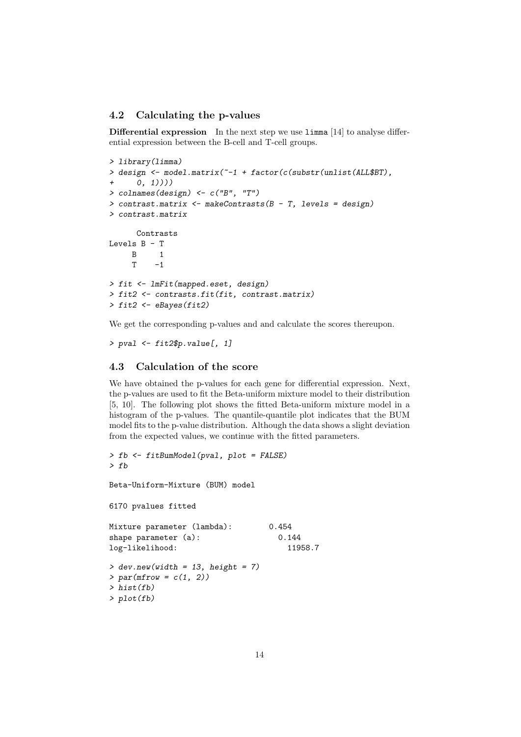## 4.2 Calculating the p-values

**Differential expression** In the next step we use limma [14] to analyse differential expression between the B-cell and T-cell groups.

```
> library(limma)
> design <- model.matrix(~-1 + factor(c(substr(unlist(ALL$BT),
+     0, 1))))
> colnames(design) <- c("B", "T")
> contrast.matrix <- makeContrasts(B - T, levels = design)
> contrast.matrix

      Contrasts
Levels B - T
     B     1
     T    -1

> fit <- lmFit(mapped.eset, design)
> fit2 <- contrasts.fit(fit, contrast.matrix)
> fit2 <- eBayes(fit2)
```

We get the corresponding p-values and and calculate the scores thereupon.

```
> pval <- fit2$p.value[, 1]
```

## 4.3 Calculation of the score

We have obtained the p-values for each gene for differential expression. Next, the p-values are used to fit the Beta-uniform mixture model to their distribution [5, 10]. The following plot shows the fitted Beta-uniform mixture model in a histogram of the p-values. The quantile-quantile plot indicates that the BUM model fits to the p-value distribution. Although the data shows a slight deviation from the expected values, we continue with the fitted parameters.

```
> fb <- fitBumModel(pval, plot = FALSE)
> fb

Beta-Uniform-Mixture (BUM) model

6170 pvalues fitted

Mixture parameter (lambda):        0.454
shape parameter (a):                 0.144
log-likelihood:                        11958.7

> dev.new(width = 13, height = 7)
> par(mfrow = c(1, 2))
> hist(fb)
> plot(fb)
```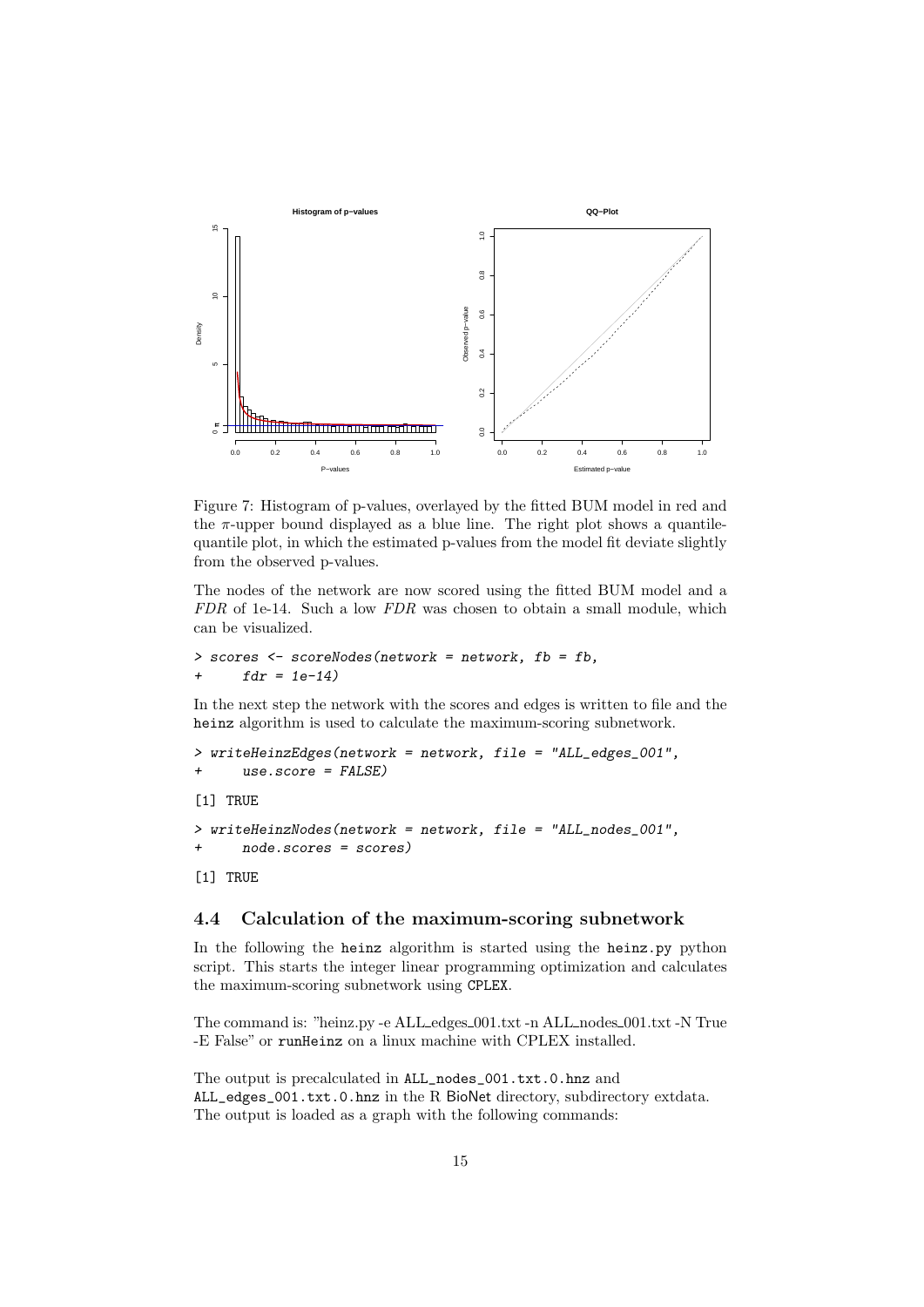Figure 7: Histogram of p-values, overlayed by the fitted BUM model in red and the $\pi$-upper bound displayed as a blue line. The right plot shows a quantile-quantile plot, in which the estimated p-values from the model fit deviate slightly from the observed p-values.

The nodes of the network are now scored using the fitted BUM model and a *FDR* of 1e-14. Such a low *FDR* was chosen to obtain a small module, which can be visualized.

```
> scores <- scoreNodes(network = network, fb = fb,
+     fdr = 1e-14)
```

In the next step the network with the scores and edges is written to file and the heinz algorithm is used to calculate the maximum-scoring subnetwork.

```
> writeHeinzEdges(network = network, file = "ALL_edges_001",
+     use.score = FALSE)

[1] TRUE

> writeHeinzNodes(network = network, file = "ALL_nodes_001",
+     node.scores = scores)

[1] TRUE
```

### 4.4 Calculation of the maximum-scoring subnetwork

In the following the heinz algorithm is started using the heinz.py python script. This starts the integer linear programming optimization and calculates the maximum-scoring subnetwork using CPLEX.

The command is: "heinz.py -e ALL_edges_001.txt -n ALL_nodes_001.txt -N True -E False" or runHeinz on a linux machine with CPLEX installed.

The output is precalculated in ALL_nodes_001.txt.0.hnz and ALL_edges_001.txt.0.hnz in the R BioNet directory, subdirectory extdata. The output is loaded as a graph with the following commands: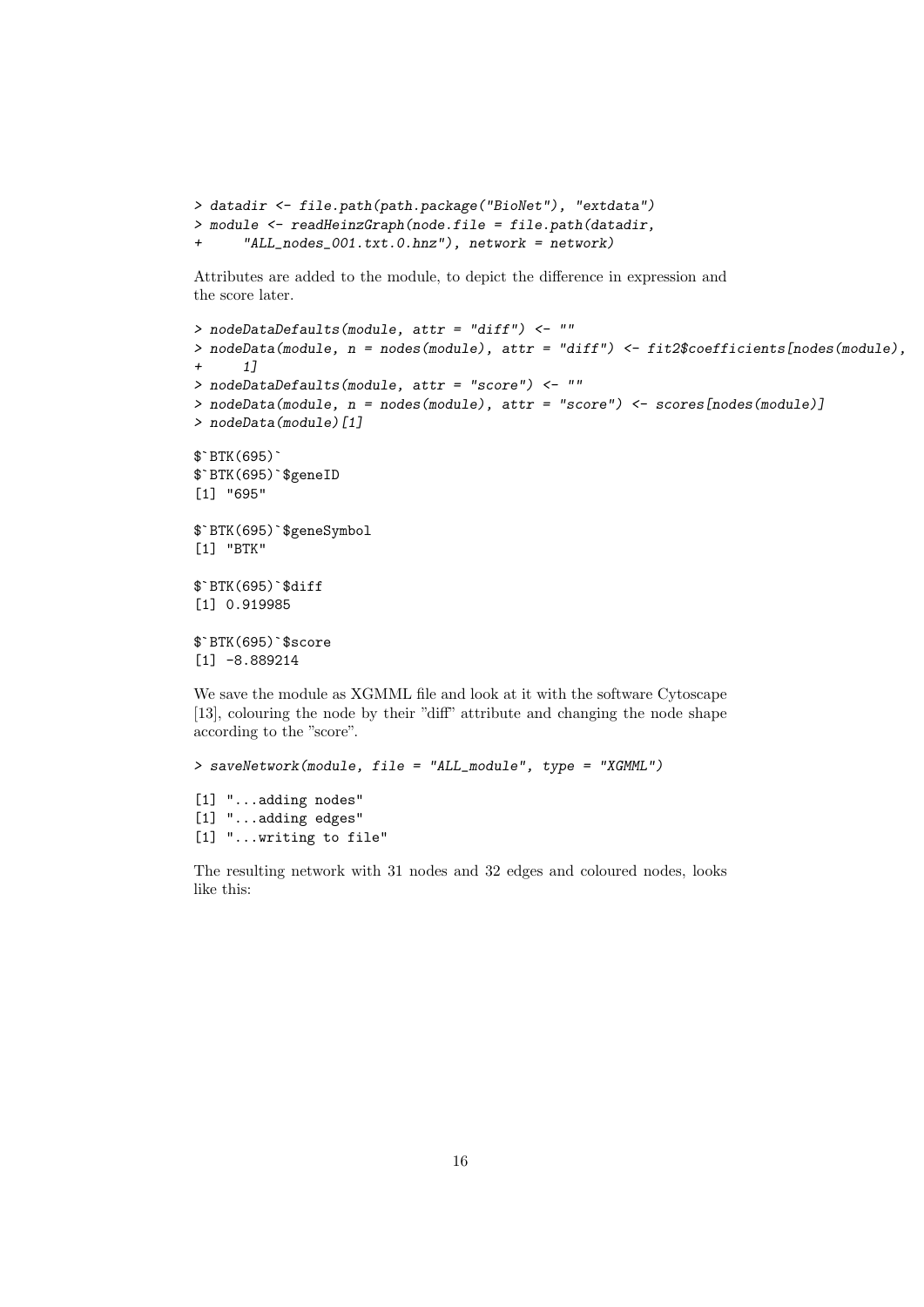```
> datadir <- file.path(path.package("BioNet"), "extdata")
> module <- readHeinzGraph(node.file = file.path(datadir,
+     "ALL_nodes_001.txt.0.hnz"), network = network)
```

Attributes are added to the module, to depict the difference in expression and the score later.

```
> nodeDataDefaults(module, attr = "diff") <- ""
> nodeData(module, n = nodes(module), attr = "diff") <- fit2$coefficients[nodes(module),
+     1]
> nodeDataDefaults(module, attr = "score") <- ""
> nodeData(module, n = nodes(module), attr = "score") <- scores[nodes(module)]
> nodeData(module)[1]

$`BTK(695)`
$`BTK(695)`$geneID
[1] "695"

$`BTK(695)`$geneSymbol
[1] "BTK"

$`BTK(695)`$diff
[1] 0.919985

$`BTK(695)`$score
[1] -8.889214
```

We save the module as XGMML file and look at it with the software Cytoscape [13], colouring the node by their "diff" attribute and changing the node shape according to the "score".

```
> saveNetwork(module, file = "ALL_module", type = "XGMML")

[1] "...adding nodes"
[1] "...adding edges"
[1] "...writing to file"
```

The resulting network with 31 nodes and 32 edges and coloured nodes, looks like this: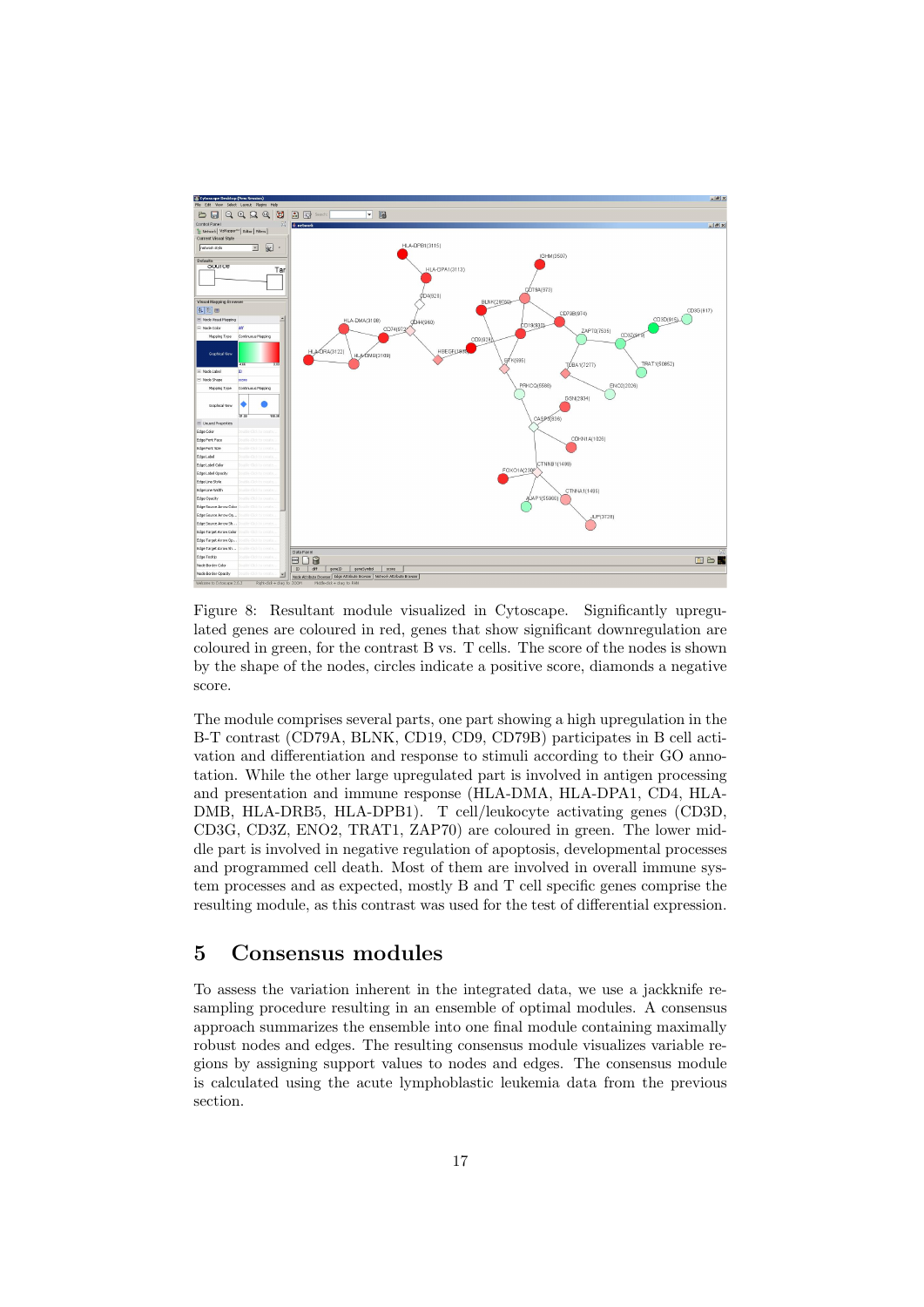Figure 8: Resultant module visualized in Cytoscape. Significantly upregulated genes are coloured in red, genes that show significant downregulation are coloured in green, for the contrast B vs. T cells. The score of the nodes is shown by the shape of the nodes, circles indicate a positive score, diamonds a negative score.

The module comprises several parts, one part showing a high upregulation in the B-T contrast (CD79A, BLNK, CD19, CD9, CD79B) participates in B cell activation and differentiation and response to stimuli according to their GO annotation. While the other large upregulated part is involved in antigen processing and presentation and immune response (HLA-DMA, HLA-DPA1, CD4, HLA-DMB, HLA-DRB5, HLA-DPB1). T cell/leukocyte activating genes (CD3D, CD3G, CD3Z, ENO2, TRAT1, ZAP70) are coloured in green. The lower middle part is involved in negative regulation of apoptosis, developmental processes and programmed cell death. Most of them are involved in overall immune system processes and as expected, mostly B and T cell specific genes comprise the resulting module, as this contrast was used for the test of differential expression.

# 5 Consensus modules

To assess the variation inherent in the integrated data, we use a jackknife resampling procedure resulting in an ensemble of optimal modules. A consensus approach summarizes the ensemble into one final module containing maximally robust nodes and edges. The resulting consensus module visualizes variable regions by assigning support values to nodes and edges. The consensus module is calculated using the acute lymphoblastic leukemia data from the previous section.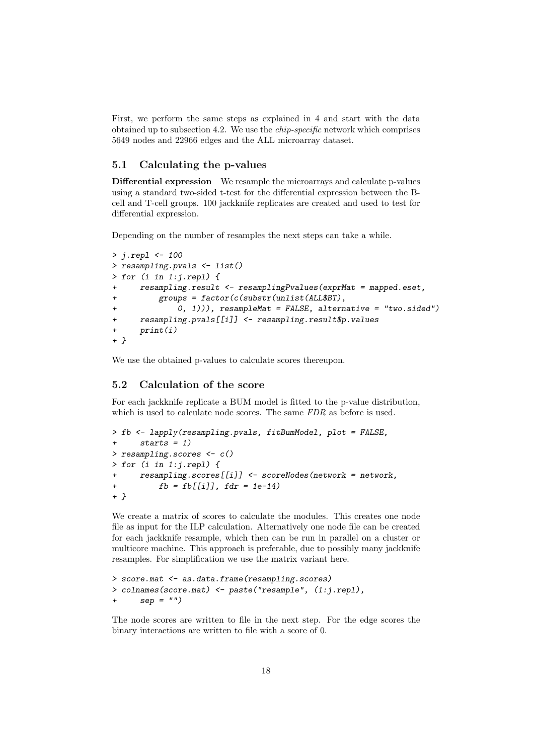First, we perform the same steps as explained in 4 and start with the data obtained up to subsection 4.2. We use the *chip-specific* network which comprises 5649 nodes and 22966 edges and the ALL microarray dataset.

## 5.1 Calculating the p-values

**Differential expression** We resample the microarrays and calculate p-values using a standard two-sided t-test for the differential expression between the B-cell and T-cell groups. 100 jackknife replicates are created and used to test for differential expression.

Depending on the number of resamples the next steps can take a while.

```
> j.repl <- 100
> resampling.pvals <- list()
> for (i in 1:j.repl) {
+     resampling.result <- resamplingPvalues(exprMat = mapped.eset,
+         groups = factor(c(substr(unlist(ALL$BT),
+             0, 1))), resampleMat = FALSE, alternative = "two.sided")
+     resampling.pvals[[i]] <- resampling.result$p.values
+     print(i)
+ }
```

We use the obtained p-values to calculate scores thereupon.

## 5.2 Calculation of the score

For each jackknife replicate a BUM model is fitted to the p-value distribution, which is used to calculate node scores. The same *FDR* as before is used.

```
> fb <- lapply(resampling.pvals, fitBumModel, plot = FALSE,
+     starts = 1)
> resampling.scores <- c()
> for (i in 1:j.repl) {
+     resampling.scores[[i]] <- scoreNodes(network = network,
+         fb = fb[[i]], fdr = 1e-14)
+ }
```

We create a matrix of scores to calculate the modules. This creates one node file as input for the ILP calculation. Alternatively one node file can be created for each jackknife resample, which then can be run in parallel on a cluster or multicore machine. This approach is preferable, due to possibly many jackknife resamples. For simplification we use the matrix variant here.

```
> score.mat <- as.data.frame(resampling.scores)
> colnames(score.mat) <- paste("resample", (1:j.repl),
+     sep = "")
```

The node scores are written to file in the next step. For the edge scores the binary interactions are written to file with a score of 0.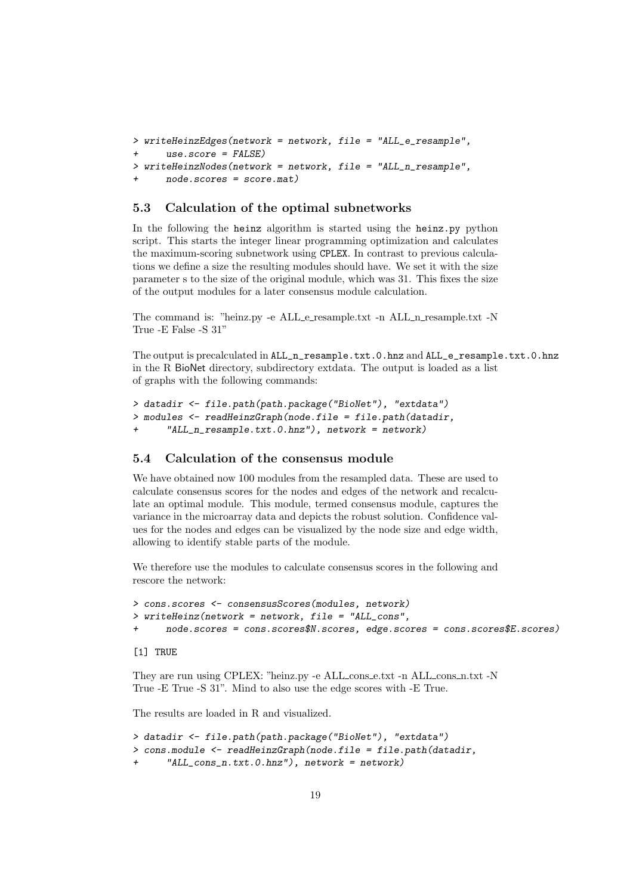```
> writeHeinzEdges(network = network, file = "ALL_e_resample",
+     use.score = FALSE)
> writeHeinzNodes(network = network, file = "ALL_n_resample",
+     node.scores = score.mat)
```

### 5.3 Calculation of the optimal subnetworks

In the following the heinz algorithm is started using the heinz.py python script. This starts the integer linear programming optimization and calculates the maximum-scoring subnetwork using CPLEX. In contrast to previous calculations we define a size the resulting modules should have. We set it with the size parameter s to the size of the original module, which was 31. This fixes the size of the output modules for a later consensus module calculation.

The command is: "heinz.py -e ALL_e_resample.txt -n ALL_n_resample.txt -N True -E False -S 31"

The output is precalculated in ALL_n_resample.txt.0.hnz and ALL_e_resample.txt.0.hnz in the R BioNet directory, subdirectory extdata. The output is loaded as a list of graphs with the following commands:

```
> datadir <- file.path(path.package("BioNet"), "extdata")
> modules <- readHeinzGraph(node.file = file.path(datadir,
+     "ALL_n_resample.txt.0.hnz"), network = network)
```

### 5.4 Calculation of the consensus module

We have obtained now 100 modules from the resampled data. These are used to calculate consensus scores for the nodes and edges of the network and recalculate an optimal module. This module, termed consensus module, captures the variance in the microarray data and depicts the robust solution. Confidence values for the nodes and edges can be visualized by the node size and edge width, allowing to identify stable parts of the module.

We therefore use the modules to calculate consensus scores in the following and rescore the network:

```
> cons.scores <- consensusScores(modules, network)
> writeHeinz(network = network, file = "ALL_cons",
+     node.scores = cons.scores$N.scores, edge.scores = cons.scores$E.scores)

[1] TRUE
```

They are run using CPLEX: "heinz.py -e ALL_cons_e.txt -n ALL_cons_n.txt -N True -E True -S 31". Mind to also use the edge scores with -E True.

The results are loaded in R and visualized.

```
> datadir <- file.path(path.package("BioNet"), "extdata")
> cons.module <- readHeinzGraph(node.file = file.path(datadir,
+     "ALL_cons_n.txt.0.hnz"), network = network)
```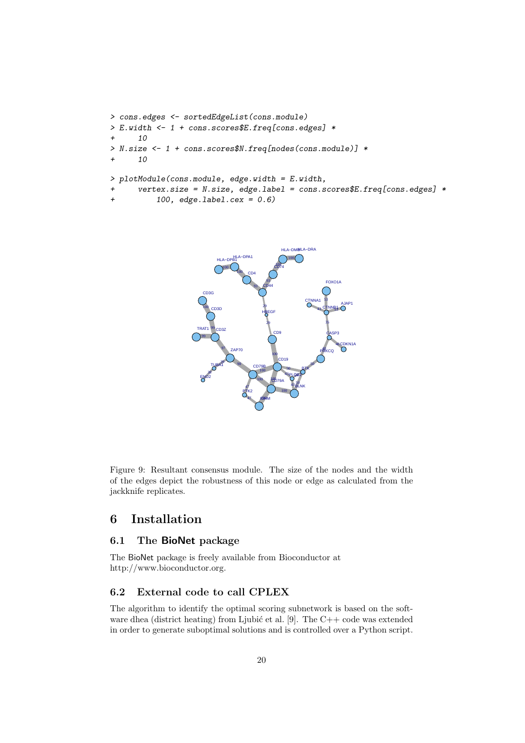```
> cons.edges <- sortedEdgeList(cons.module)
> E.width <- 1 + cons.scores$E.freq[cons.edges] *
+     10
> N.size <- 1 + cons.scores$N.freq[nodes(cons.module)] *
+     10
> plotModule(cons.module, edge.width = E.width,
+     vertex.size = N.size, edge.label = cons.scores$E.freq[cons.edges] *
+         100, edge.label.cex = 0.6)
```

Figure 9: Resultant consensus module. The size of the nodes and the width of the edges depict the robustness of this node or edge as calculated from the jackknife replicates.

# 6 Installation

## 6.1 The **BioNet** package

The BioNet package is freely available from Bioconductor at http://www.bioconductor.org.

## 6.2 External code to call CPLEX

The algorithm to identify the optimal scoring subnetwork is based on the software dhea (district heating) from Ljubić et al. [9]. The C++ code was extended in order to generate suboptimal solutions and is controlled over a Python script.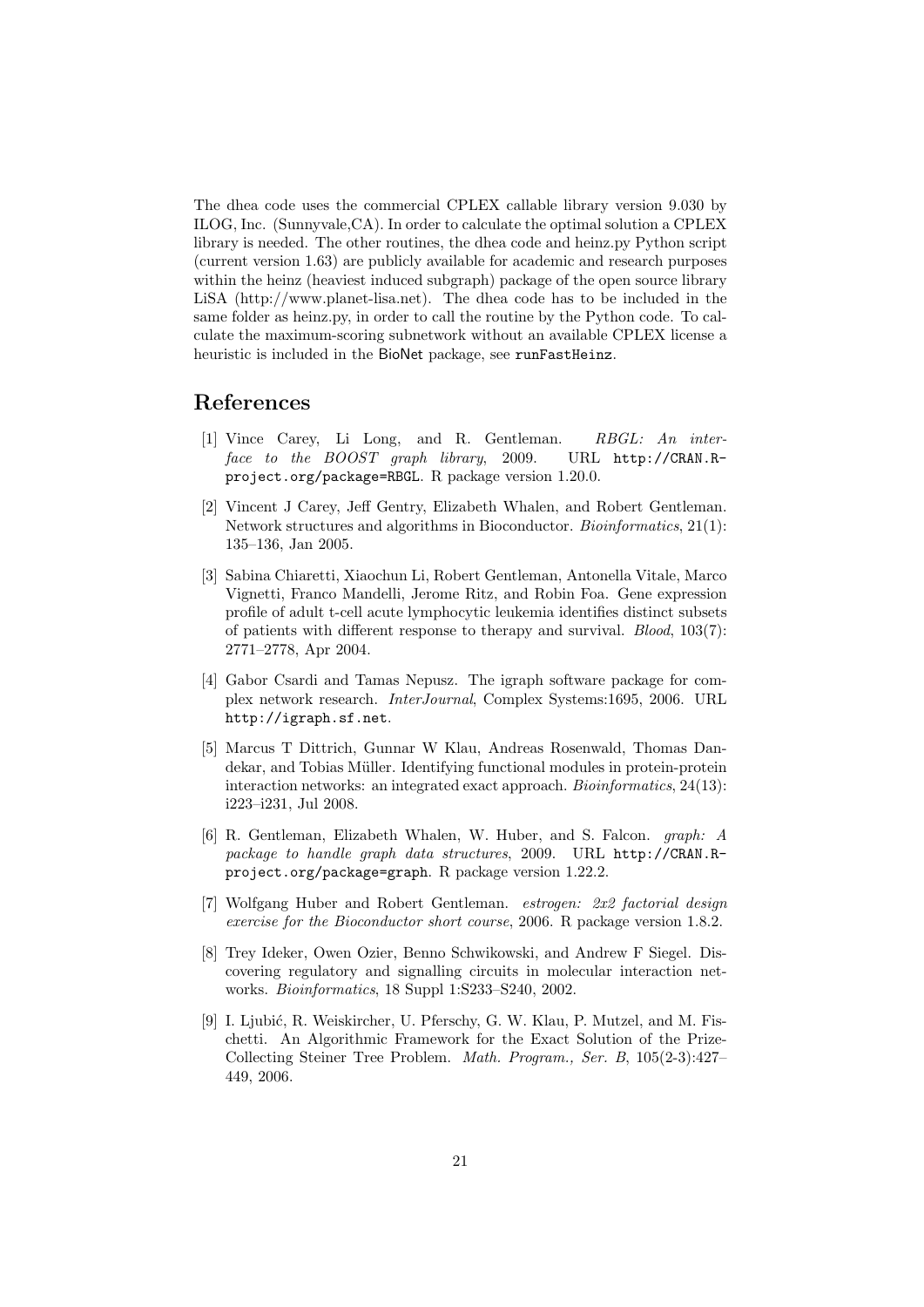The dhea code uses the commercial CPLEX callable library version 9.030 by ILOG, Inc. (Sunnyvale,CA). In order to calculate the optimal solution a CPLEX library is needed. The other routines, the dhea code and heinz.py Python script (current version 1.63) are publicly available for academic and research purposes within the heinz (heaviest induced subgraph) package of the open source library LiSA (http://www.planet-lisa.net). The dhea code has to be included in the same folder as heinz.py, in order to call the routine by the Python code. To calculate the maximum-scoring subnetwork without an available CPLEX license a heuristic is included in the BioNet package, see `runFastHeinz`.

# References

[1] Vince Carey, Li Long, and R. Gentleman. *RBGL: An interface to the BOOST graph library*, 2009. URL `http://CRAN.R-project.org/package=RBGL`. R package version 1.20.0.

[2] Vincent J Carey, Jeff Gentry, Elizabeth Whalen, and Robert Gentleman. Network structures and algorithms in Bioconductor. *Bioinformatics*, 21(1): 135–136, Jan 2005.

[3] Sabina Chiaretti, Xiaochun Li, Robert Gentleman, Antonella Vitale, Marco Vignetti, Franco Mandelli, Jerome Ritz, and Robin Foa. Gene expression profile of adult t-cell acute lymphocytic leukemia identifies distinct subsets of patients with different response to therapy and survival. *Blood*, 103(7): 2771–2778, Apr 2004.

[4] Gabor Csardi and Tamas Nepusz. The igraph software package for complex network research. *InterJournal*, Complex Systems:1695, 2006. URL `http://igraph.sf.net`.

[5] Marcus T Dittrich, Gunnar W Klau, Andreas Rosenwald, Thomas Dandekar, and Tobias Müller. Identifying functional modules in protein-protein interaction networks: an integrated exact approach. *Bioinformatics*, 24(13): i223–i231, Jul 2008.

[6] R. Gentleman, Elizabeth Whalen, W. Huber, and S. Falcon. *graph: A package to handle graph data structures*, 2009. URL `http://CRAN.R-project.org/package=graph`. R package version 1.22.2.

[7] Wolfgang Huber and Robert Gentleman. *estrogen: 2x2 factorial design exercise for the Bioconductor short course*, 2006. R package version 1.8.2.

[8] Trey Ideker, Owen Ozier, Benno Schwikowski, and Andrew F Siegel. Discovering regulatory and signalling circuits in molecular interaction networks. *Bioinformatics*, 18 Suppl 1:S233–S240, 2002.

[9] I. Ljubić, R. Weiskircher, U. Pferschy, G. W. Klau, P. Mutzel, and M. Fischetti. An Algorithmic Framework for the Exact Solution of the Prize-Collecting Steiner Tree Problem. *Math. Program., Ser. B*, 105(2-3):427–449, 2006.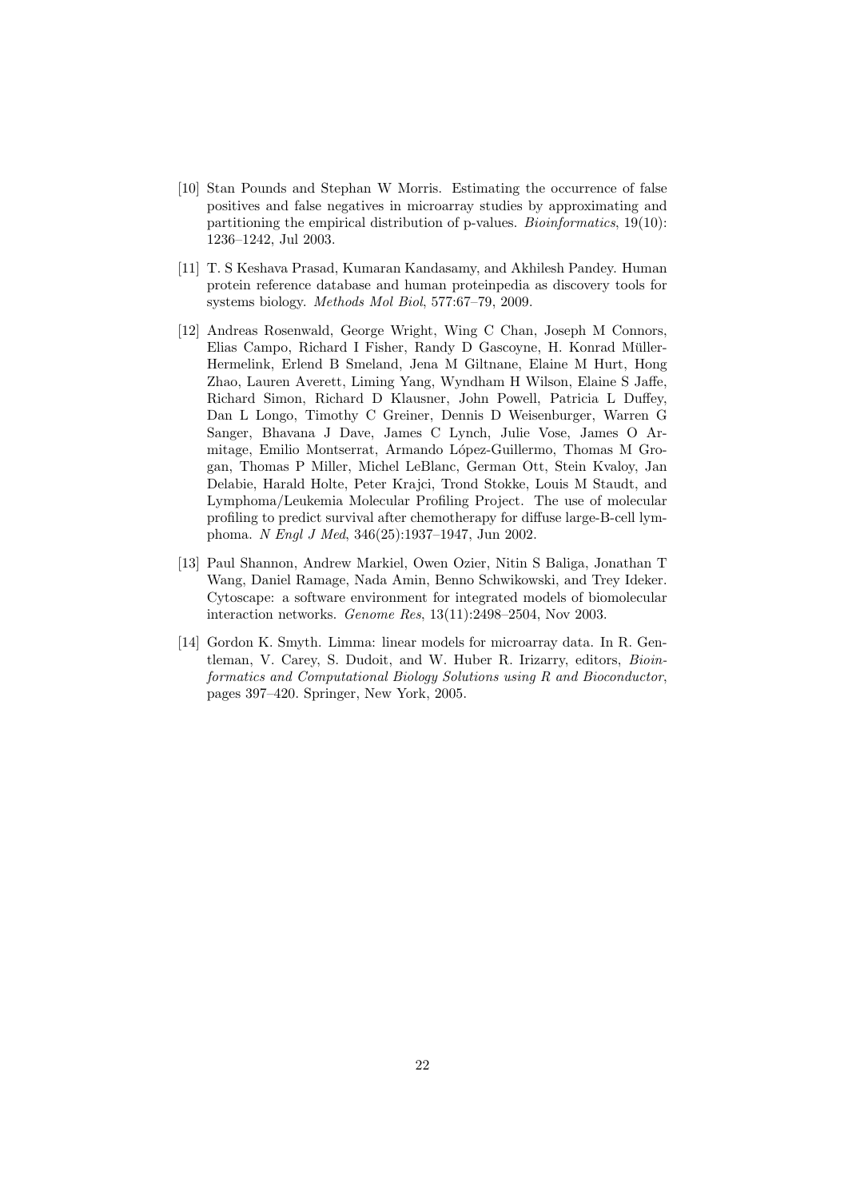[10] Stan Pounds and Stephan W Morris. Estimating the occurrence of false positives and false negatives in microarray studies by approximating and partitioning the empirical distribution of p-values. *Bioinformatics*, 19(10): 1236–1242, Jul 2003.

[11] T. S Keshava Prasad, Kumaran Kandasamy, and Akhilesh Pandey. Human protein reference database and human proteinpedia as discovery tools for systems biology. *Methods Mol Biol*, 577:67–79, 2009.

[12] Andreas Rosenwald, George Wright, Wing C Chan, Joseph M Connors, Elias Campo, Richard I Fisher, Randy D Gascoyne, H. Konrad Müller-Hermelink, Erlend B Smeland, Jena M Giltnane, Elaine M Hurt, Hong Zhao, Lauren Averett, Liming Yang, Wyndham H Wilson, Elaine S Jaffe, Richard Simon, Richard D Klausner, John Powell, Patricia L Duffey, Dan L Longo, Timothy C Greiner, Dennis D Weisenburger, Warren G Sanger, Bhavana J Dave, James C Lynch, Julie Vose, James O Armitage, Emilio Montserrat, Armando López-Guillermo, Thomas M Grogan, Thomas P Miller, Michel LeBlanc, German Ott, Stein Kvaloy, Jan Delabie, Harald Holte, Peter Krajci, Trond Stokke, Louis M Staudt, and Lymphoma/Leukemia Molecular Profiling Project. The use of molecular profiling to predict survival after chemotherapy for diffuse large-B-cell lymphoma. *N Engl J Med*, 346(25):1937–1947, Jun 2002.

[13] Paul Shannon, Andrew Markiel, Owen Ozier, Nitin S Baliga, Jonathan T Wang, Daniel Ramage, Nada Amin, Benno Schwikowski, and Trey Ideker. Cytoscape: a software environment for integrated models of biomolecular interaction networks. *Genome Res*, 13(11):2498–2504, Nov 2003.

[14] Gordon K. Smyth. Limma: linear models for microarray data. In R. Gentleman, V. Carey, S. Dudoit, and W. Huber R. Irizarry, editors, *Bioinformatics and Computational Biology Solutions using R and Bioconductor*, pages 397–420. Springer, New York, 2005.